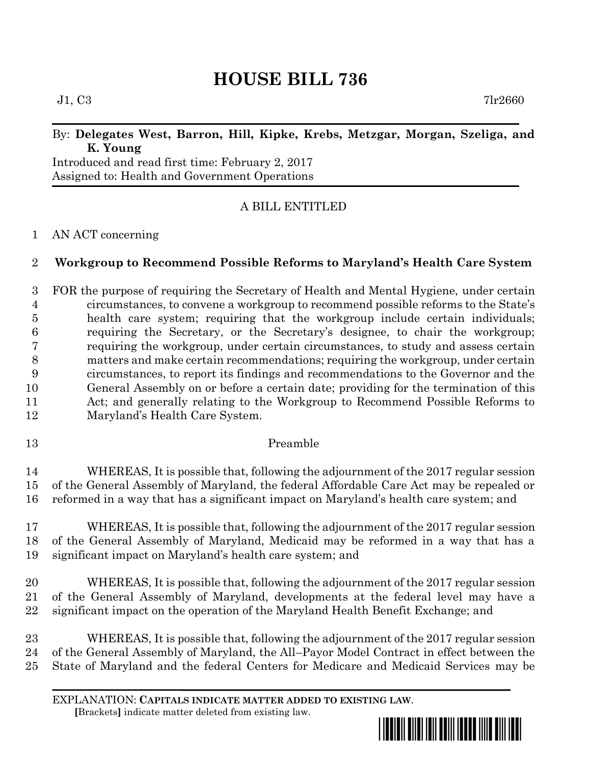# HOUSE BILL 736

J1, C3 7lr2660

By: **Delegates West, Barron, Hill, Kipke, Krebs, Metzgar, Morgan, Szeliga, and K. Young**

Introduced and read first time: February 2, 2017

Assigned to: Health and Government Operations

A BILL ENTITLED

AN ACT concerning

## Workgroup to Recommend Possible Reforms to Maryland's Health Care System

FOR the purpose of requiring the Secretary of Health and Mental Hygiene, under certain circumstances, to convene a workgroup to recommend possible reforms to the State's health care system; requiring that the workgroup include certain individuals; requiring the Secretary, or the Secretary's designee, to chair the workgroup; requiring the workgroup, under certain circumstances, to study and assess certain matters and make certain recommendations; requiring the workgroup, under certain circumstances, to report its findings and recommendations to the Governor and the General Assembly on or before a certain date; providing for the termination of this Act; and generally relating to the Workgroup to Recommend Possible Reforms to Maryland's Health Care System.

Preamble

WHEREAS, It is possible that, following the adjournment of the 2017 regular session of the General Assembly of Maryland, the federal Affordable Care Act may be repealed or reformed in a way that has a significant impact on Maryland's health care system; and

WHEREAS, It is possible that, following the adjournment of the 2017 regular session of the General Assembly of Maryland, Medicaid may be reformed in a way that has a significant impact on Maryland's health care system; and

WHEREAS, It is possible that, following the adjournment of the 2017 regular session of the General Assembly of Maryland, developments at the federal level may have a significant impact on the operation of the Maryland Health Benefit Exchange; and

WHEREAS, It is possible that, following the adjournment of the 2017 regular session of the General Assembly of Maryland, the All–Payor Model Contract in effect between the State of Maryland and the federal Centers for Medicare and Medicaid Services may be

EXPLANATION: **CAPITALS INDICATE MATTER ADDED TO EXISTING LAW**.
[Brackets] indicate matter deleted from existing law.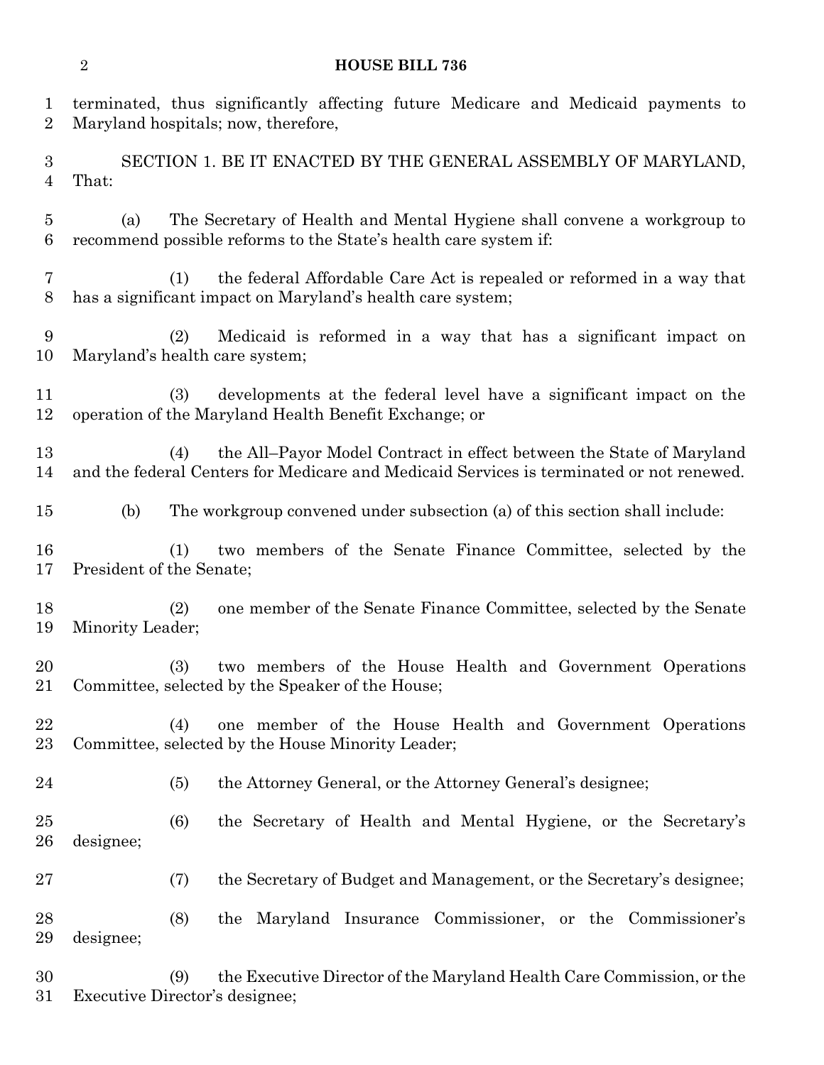terminated, thus significantly affecting future Medicare and Medicaid payments to Maryland hospitals; now, therefore,

SECTION 1. BE IT ENACTED BY THE GENERAL ASSEMBLY OF MARYLAND, That:

(a) The Secretary of Health and Mental Hygiene shall convene a workgroup to recommend possible reforms to the State's health care system if:

(1) the federal Affordable Care Act is repealed or reformed in a way that has a significant impact on Maryland's health care system;

(2) Medicaid is reformed in a way that has a significant impact on Maryland's health care system;

(3) developments at the federal level have a significant impact on the operation of the Maryland Health Benefit Exchange; or

(4) the All–Payor Model Contract in effect between the State of Maryland and the federal Centers for Medicare and Medicaid Services is terminated or not renewed.

(b) The workgroup convened under subsection (a) of this section shall include:

(1) two members of the Senate Finance Committee, selected by the President of the Senate;

(2) one member of the Senate Finance Committee, selected by the Senate Minority Leader;

(3) two members of the House Health and Government Operations Committee, selected by the Speaker of the House;

(4) one member of the House Health and Government Operations Committee, selected by the House Minority Leader;

(5) the Attorney General, or the Attorney General's designee;

(6) the Secretary of Health and Mental Hygiene, or the Secretary's designee;

(7) the Secretary of Budget and Management, or the Secretary's designee;

(8) the Maryland Insurance Commissioner, or the Commissioner's designee;

(9) the Executive Director of the Maryland Health Care Commission, or the Executive Director's designee;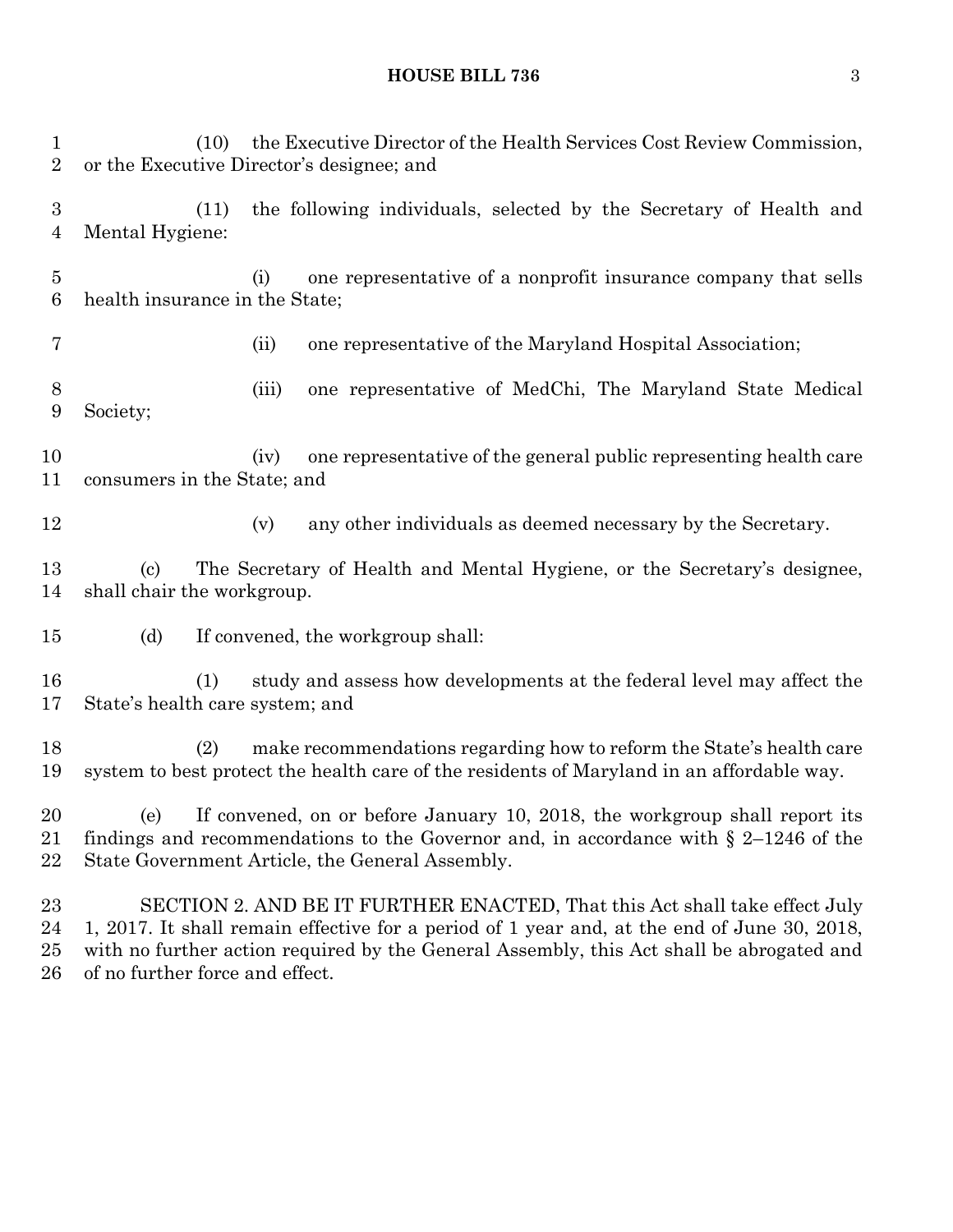(10) the Executive Director of the Health Services Cost Review Commission, or the Executive Director's designee; and

(11) the following individuals, selected by the Secretary of Health and Mental Hygiene:

(i) one representative of a nonprofit insurance company that sells health insurance in the State;

(ii) one representative of the Maryland Hospital Association;

(iii) one representative of MedChi, The Maryland State Medical Society;

(iv) one representative of the general public representing health care consumers in the State; and

(v) any other individuals as deemed necessary by the Secretary.

(c) The Secretary of Health and Mental Hygiene, or the Secretary's designee, shall chair the workgroup.

(d) If convened, the workgroup shall:

(1) study and assess how developments at the federal level may affect the State's health care system; and

(2) make recommendations regarding how to reform the State's health care system to best protect the health care of the residents of Maryland in an affordable way.

(e) If convened, on or before January 10, 2018, the workgroup shall report its findings and recommendations to the Governor and, in accordance with § 2–1246 of the State Government Article, the General Assembly.

SECTION 2. AND BE IT FURTHER ENACTED, That this Act shall take effect July 1, 2017. It shall remain effective for a period of 1 year and, at the end of June 30, 2018, with no further action required by the General Assembly, this Act shall be abrogated and of no further force and effect.